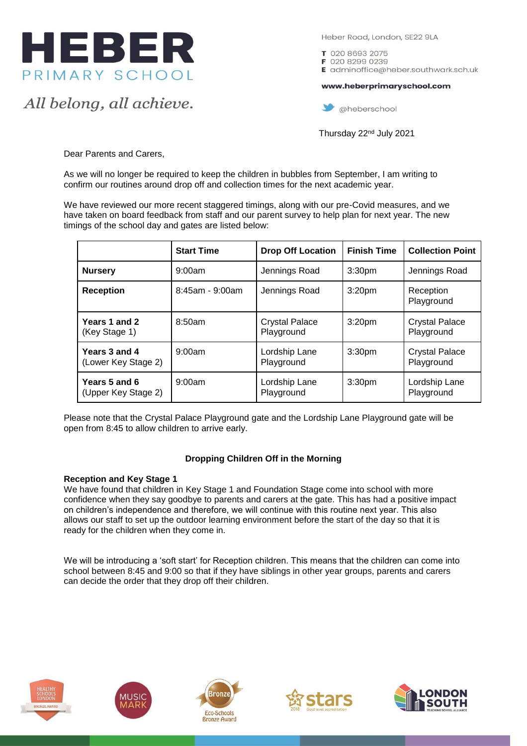# HEBER
PRIMARY SCHOOL

*All belong, all achieve.*

Heber Road, London, SE22 9LA

T 020 8693 2075
F 020 8299 0239
E adminoffice@heber.southwark.sch.uk

**www.heberprimaryschool.com**

@heberschool

Thursday 22nd July 2021

Dear Parents and Carers,

As we will no longer be required to keep the children in bubbles from September, I am writing to confirm our routines around drop off and collection times for the next academic year.

We have reviewed our more recent staggered timings, along with our pre-Covid measures, and we have taken on board feedback from staff and our parent survey to help plan for next year. The new timings of the school day and gates are listed below:

| | Start Time | Drop Off Location | Finish Time | Collection Point |
|---|---|---|---|---|
| **Nursery** | 9:00am | Jennings Road | 3:30pm | Jennings Road |
| **Reception** | 8:45am - 9:00am | Jennings Road | 3:20pm | Reception Playground |
| **Years 1 and 2** (Key Stage 1) | 8:50am | Crystal Palace Playground | 3:20pm | Crystal Palace Playground |
| **Years 3 and 4** (Lower Key Stage 2) | 9:00am | Lordship Lane Playground | 3:30pm | Crystal Palace Playground |
| **Years 5 and 6** (Upper Key Stage 2) | 9:00am | Lordship Lane Playground | 3:30pm | Lordship Lane Playground |

Please note that the Crystal Palace Playground gate and the Lordship Lane Playground gate will be open from 8:45 to allow children to arrive early.

## Dropping Children Off in the Morning

**Reception and Key Stage 1**

We have found that children in Key Stage 1 and Foundation Stage come into school with more confidence when they say goodbye to parents and carers at the gate. This has had a positive impact on children's independence and therefore, we will continue with this routine next year. This also allows our staff to set up the outdoor learning environment before the start of the day so that it is ready for the children when they come in.

We will be introducing a 'soft start' for Reception children. This means that the children can come into school between 8:45 and 9:00 so that if they have siblings in other year groups, parents and carers can decide the order that they drop off their children.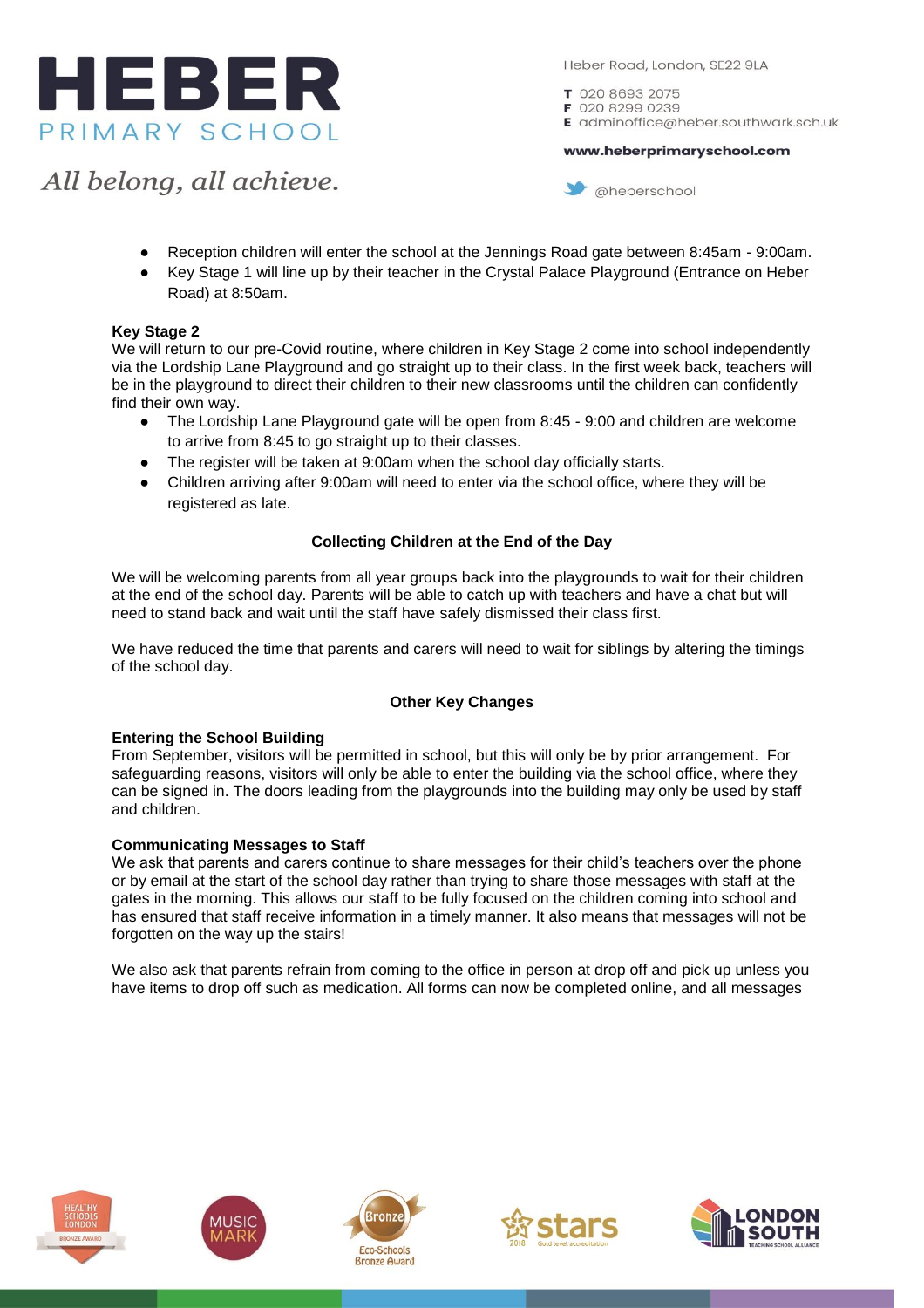- Reception children will enter the school at the Jennings Road gate between 8:45am - 9:00am.
- Key Stage 1 will line up by their teacher in the Crystal Palace Playground (Entrance on Heber Road) at 8:50am.

**Key Stage 2**

We will return to our pre-Covid routine, where children in Key Stage 2 come into school independently via the Lordship Lane Playground and go straight up to their class. In the first week back, teachers will be in the playground to direct their children to their new classrooms until the children can confidently find their own way.

- The Lordship Lane Playground gate will be open from 8:45 - 9:00 and children are welcome to arrive from 8:45 to go straight up to their classes.
- The register will be taken at 9:00am when the school day officially starts.
- Children arriving after 9:00am will need to enter via the school office, where they will be registered as late.

## Collecting Children at the End of the Day

We will be welcoming parents from all year groups back into the playgrounds to wait for their children at the end of the school day. Parents will be able to catch up with teachers and have a chat but will need to stand back and wait until the staff have safely dismissed their class first.

We have reduced the time that parents and carers will need to wait for siblings by altering the timings of the school day.

## Other Key Changes

**Entering the School Building**

From September, visitors will be permitted in school, but this will only be by prior arrangement. For safeguarding reasons, visitors will only be able to enter the building via the school office, where they can be signed in. The doors leading from the playgrounds into the building may only be used by staff and children.

**Communicating Messages to Staff**

We ask that parents and carers continue to share messages for their child's teachers over the phone or by email at the start of the school day rather than trying to share those messages with staff at the gates in the morning. This allows our staff to be fully focused on the children coming into school and has ensured that staff receive information in a timely manner. It also means that messages will not be forgotten on the way up the stairs!

We also ask that parents refrain from coming to the office in person at drop off and pick up unless you have items to drop off such as medication. All forms can now be completed online, and all messages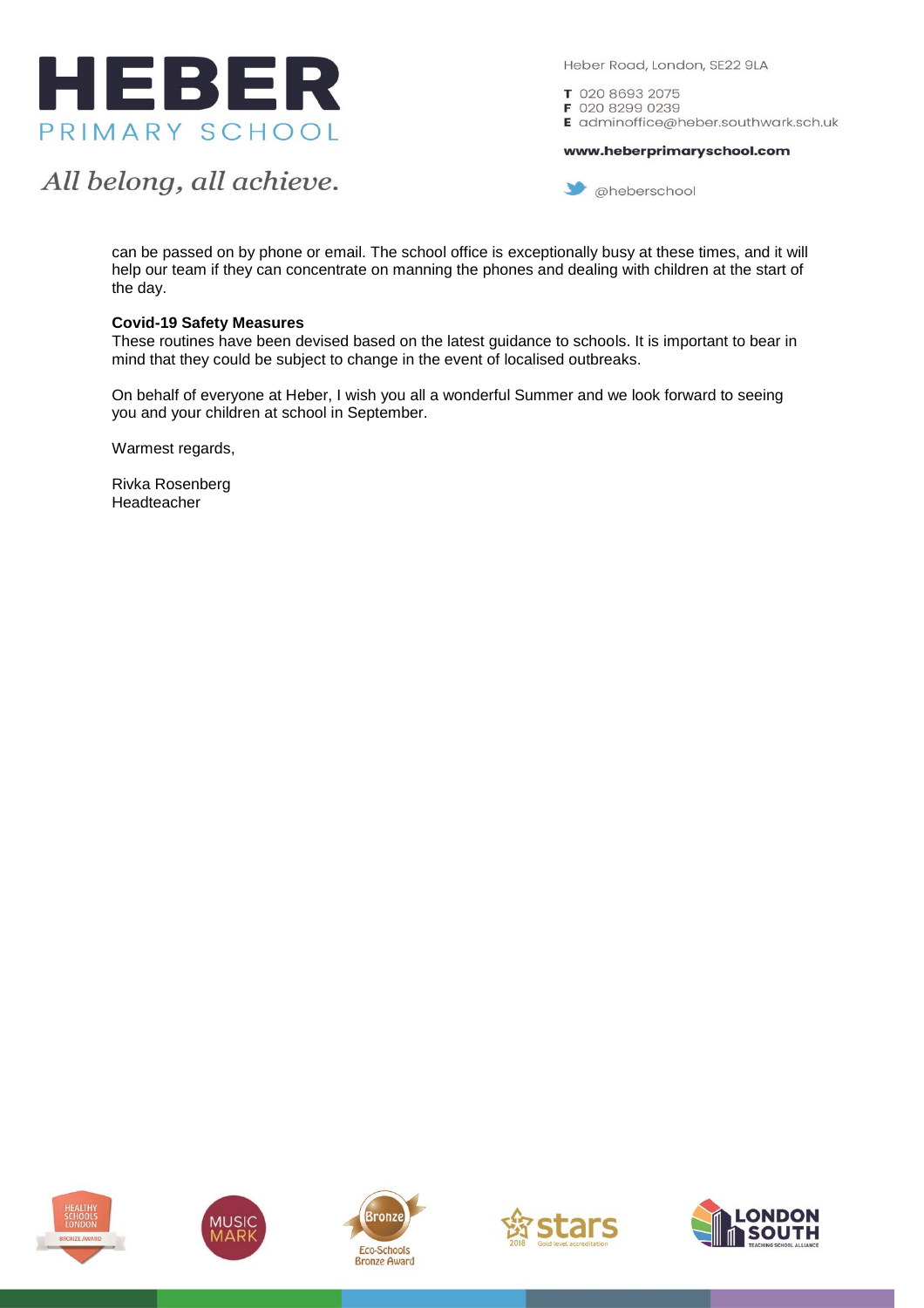can be passed on by phone or email. The school office is exceptionally busy at these times, and it will help our team if they can concentrate on manning the phones and dealing with children at the start of the day.

**Covid-19 Safety Measures**
These routines have been devised based on the latest guidance to schools. It is important to bear in mind that they could be subject to change in the event of localised outbreaks.

On behalf of everyone at Heber, I wish you all a wonderful Summer and we look forward to seeing you and your children at school in September.

Warmest regards,

Rivka Rosenberg
Headteacher